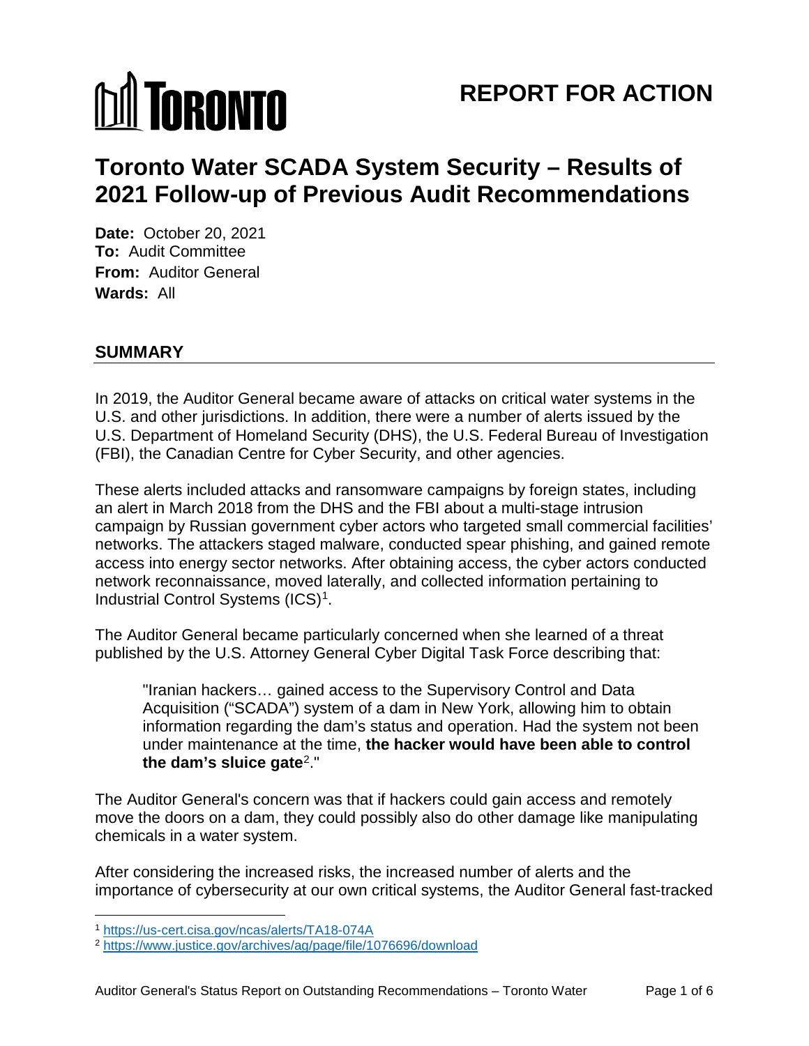TORONTO

# REPORT FOR ACTION

# Toronto Water SCADA System Security – Results of 2021 Follow-up of Previous Audit Recommendations

**Date:** October 20, 2021
**To:** Audit Committee
**From:** Auditor General
**Wards:** All

## SUMMARY

In 2019, the Auditor General became aware of attacks on critical water systems in the U.S. and other jurisdictions. In addition, there were a number of alerts issued by the U.S. Department of Homeland Security (DHS), the U.S. Federal Bureau of Investigation (FBI), the Canadian Centre for Cyber Security, and other agencies.

These alerts included attacks and ransomware campaigns by foreign states, including an alert in March 2018 from the DHS and the FBI about a multi-stage intrusion campaign by Russian government cyber actors who targeted small commercial facilities' networks. The attackers staged malware, conducted spear phishing, and gained remote access into energy sector networks. After obtaining access, the cyber actors conducted network reconnaissance, moved laterally, and collected information pertaining to Industrial Control Systems (ICS)[1].

The Auditor General became particularly concerned when she learned of a threat published by the U.S. Attorney General Cyber Digital Task Force describing that:

> "Iranian hackers… gained access to the Supervisory Control and Data Acquisition ("SCADA") system of a dam in New York, allowing him to obtain information regarding the dam's status and operation. Had the system not been under maintenance at the time, **the hacker would have been able to control the dam's sluice gate**[2]."

The Auditor General's concern was that if hackers could gain access and remotely move the doors on a dam, they could possibly also do other damage like manipulating chemicals in a water system.

After considering the increased risks, the increased number of alerts and the importance of cybersecurity at our own critical systems, the Auditor General fast-tracked

---

[1] https://us-cert.cisa.gov/ncas/alerts/TA18-074A

[2] https://www.justice.gov/archives/ag/page/file/1076696/download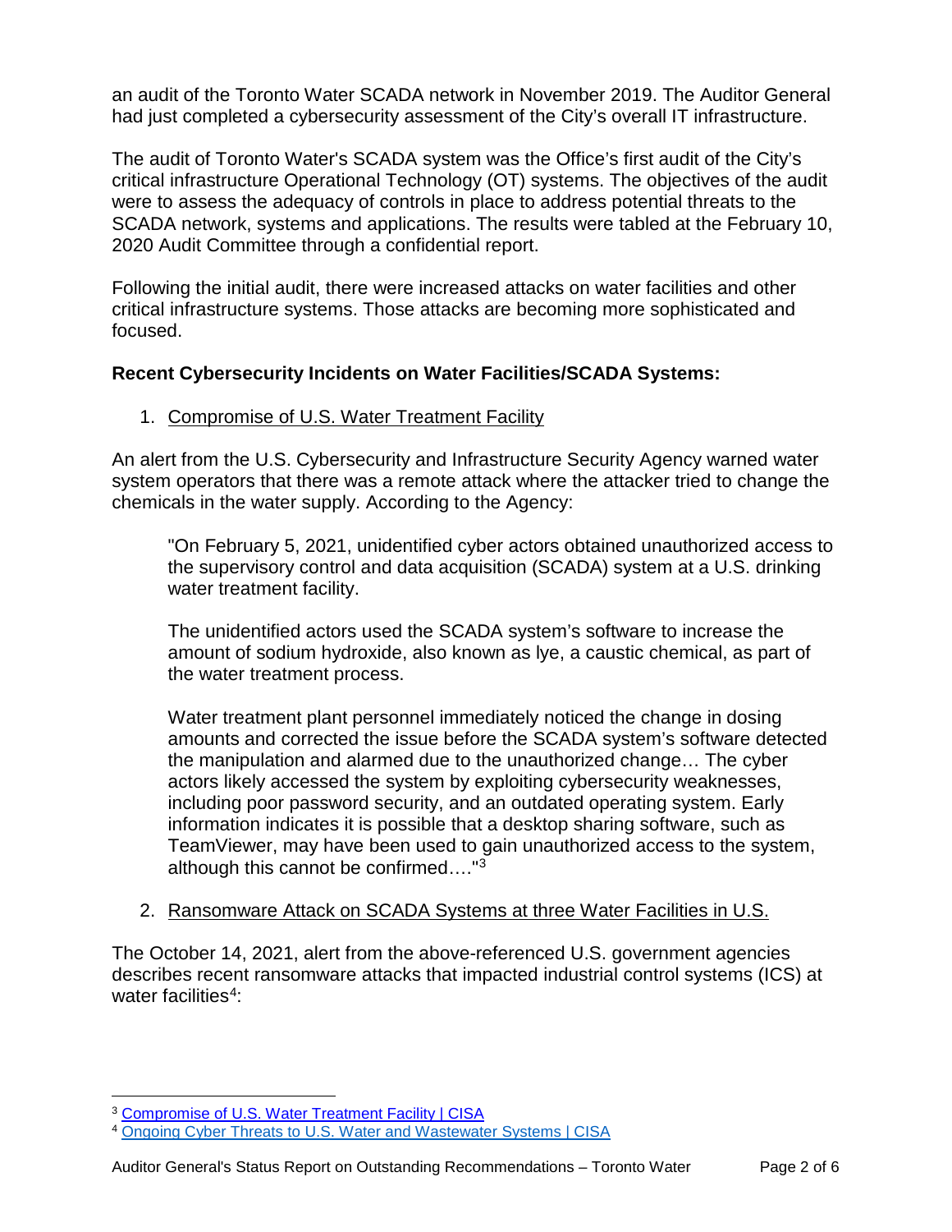an audit of the Toronto Water SCADA network in November 2019. The Auditor General had just completed a cybersecurity assessment of the City's overall IT infrastructure.

The audit of Toronto Water's SCADA system was the Office's first audit of the City's critical infrastructure Operational Technology (OT) systems. The objectives of the audit were to assess the adequacy of controls in place to address potential threats to the SCADA network, systems and applications. The results were tabled at the February 10, 2020 Audit Committee through a confidential report.

Following the initial audit, there were increased attacks on water facilities and other critical infrastructure systems. Those attacks are becoming more sophisticated and focused.

**Recent Cybersecurity Incidents on Water Facilities/SCADA Systems:**

1. Compromise of U.S. Water Treatment Facility

An alert from the U.S. Cybersecurity and Infrastructure Security Agency warned water system operators that there was a remote attack where the attacker tried to change the chemicals in the water supply. According to the Agency:

> "On February 5, 2021, unidentified cyber actors obtained unauthorized access to the supervisory control and data acquisition (SCADA) system at a U.S. drinking water treatment facility.
>
> The unidentified actors used the SCADA system's software to increase the amount of sodium hydroxide, also known as lye, a caustic chemical, as part of the water treatment process.
>
> Water treatment plant personnel immediately noticed the change in dosing amounts and corrected the issue before the SCADA system's software detected the manipulation and alarmed due to the unauthorized change… The cyber actors likely accessed the system by exploiting cybersecurity weaknesses, including poor password security, and an outdated operating system. Early information indicates it is possible that a desktop sharing software, such as TeamViewer, may have been used to gain unauthorized access to the system, although this cannot be confirmed…."[3]

2. Ransomware Attack on SCADA Systems at three Water Facilities in U.S.

The October 14, 2021, alert from the above-referenced U.S. government agencies describes recent ransomware attacks that impacted industrial control systems (ICS) at water facilities[4]:

---

[3] Compromise of U.S. Water Treatment Facility | CISA

[4] Ongoing Cyber Threats to U.S. Water and Wastewater Systems | CISA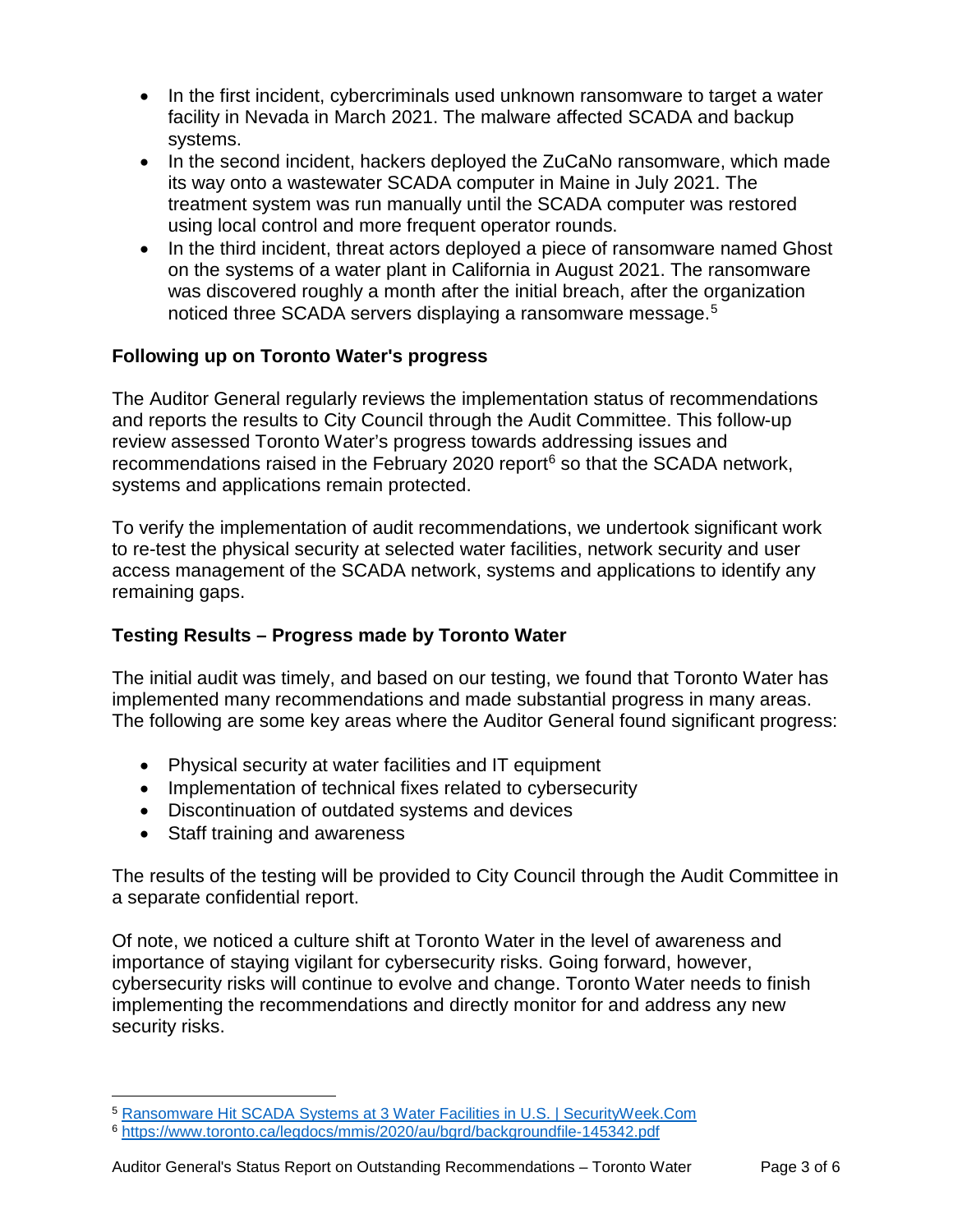- In the first incident, cybercriminals used unknown ransomware to target a water facility in Nevada in March 2021. The malware affected SCADA and backup systems.
- In the second incident, hackers deployed the ZuCaNo ransomware, which made its way onto a wastewater SCADA computer in Maine in July 2021. The treatment system was run manually until the SCADA computer was restored using local control and more frequent operator rounds.
- In the third incident, threat actors deployed a piece of ransomware named Ghost on the systems of a water plant in California in August 2021. The ransomware was discovered roughly a month after the initial breach, after the organization noticed three SCADA servers displaying a ransomware message.[5]

### Following up on Toronto Water's progress

The Auditor General regularly reviews the implementation status of recommendations and reports the results to City Council through the Audit Committee. This follow-up review assessed Toronto Water's progress towards addressing issues and recommendations raised in the February 2020 report[6] so that the SCADA network, systems and applications remain protected.

To verify the implementation of audit recommendations, we undertook significant work to re-test the physical security at selected water facilities, network security and user access management of the SCADA network, systems and applications to identify any remaining gaps.

### Testing Results – Progress made by Toronto Water

The initial audit was timely, and based on our testing, we found that Toronto Water has implemented many recommendations and made substantial progress in many areas. The following are some key areas where the Auditor General found significant progress:

- Physical security at water facilities and IT equipment
- Implementation of technical fixes related to cybersecurity
- Discontinuation of outdated systems and devices
- Staff training and awareness

The results of the testing will be provided to City Council through the Audit Committee in a separate confidential report.

Of note, we noticed a culture shift at Toronto Water in the level of awareness and importance of staying vigilant for cybersecurity risks. Going forward, however, cybersecurity risks will continue to evolve and change. Toronto Water needs to finish implementing the recommendations and directly monitor for and address any new security risks.

---

[5] Ransomware Hit SCADA Systems at 3 Water Facilities in U.S. | SecurityWeek.Com

[6] https://www.toronto.ca/legdocs/mmis/2020/au/bgrd/backgroundfile-145342.pdf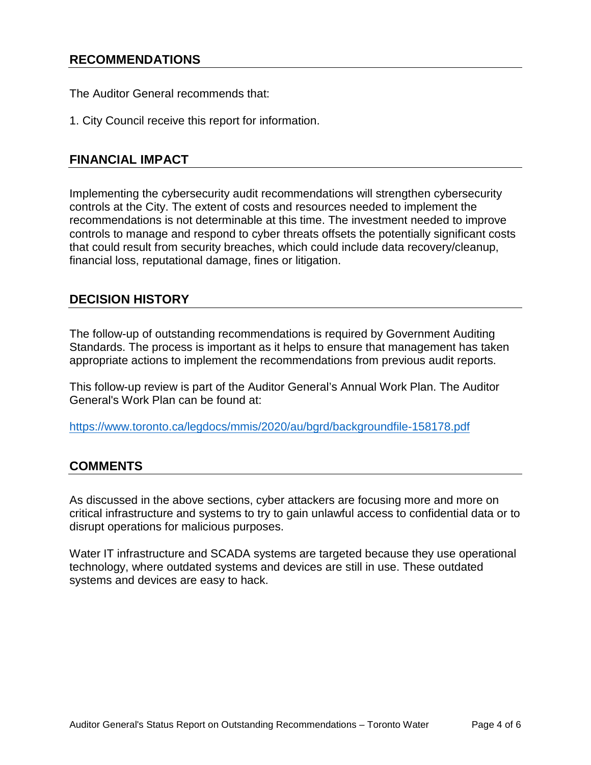## RECOMMENDATIONS

The Auditor General recommends that:

1. City Council receive this report for information.

## FINANCIAL IMPACT

Implementing the cybersecurity audit recommendations will strengthen cybersecurity controls at the City. The extent of costs and resources needed to implement the recommendations is not determinable at this time. The investment needed to improve controls to manage and respond to cyber threats offsets the potentially significant costs that could result from security breaches, which could include data recovery/cleanup, financial loss, reputational damage, fines or litigation.

## DECISION HISTORY

The follow-up of outstanding recommendations is required by Government Auditing Standards. The process is important as it helps to ensure that management has taken appropriate actions to implement the recommendations from previous audit reports.

This follow-up review is part of the Auditor General's Annual Work Plan. The Auditor General's Work Plan can be found at:

https://www.toronto.ca/legdocs/mmis/2020/au/bgrd/backgroundfile-158178.pdf

## COMMENTS

As discussed in the above sections, cyber attackers are focusing more and more on critical infrastructure and systems to try to gain unlawful access to confidential data or to disrupt operations for malicious purposes.

Water IT infrastructure and SCADA systems are targeted because they use operational technology, where outdated systems and devices are still in use. These outdated systems and devices are easy to hack.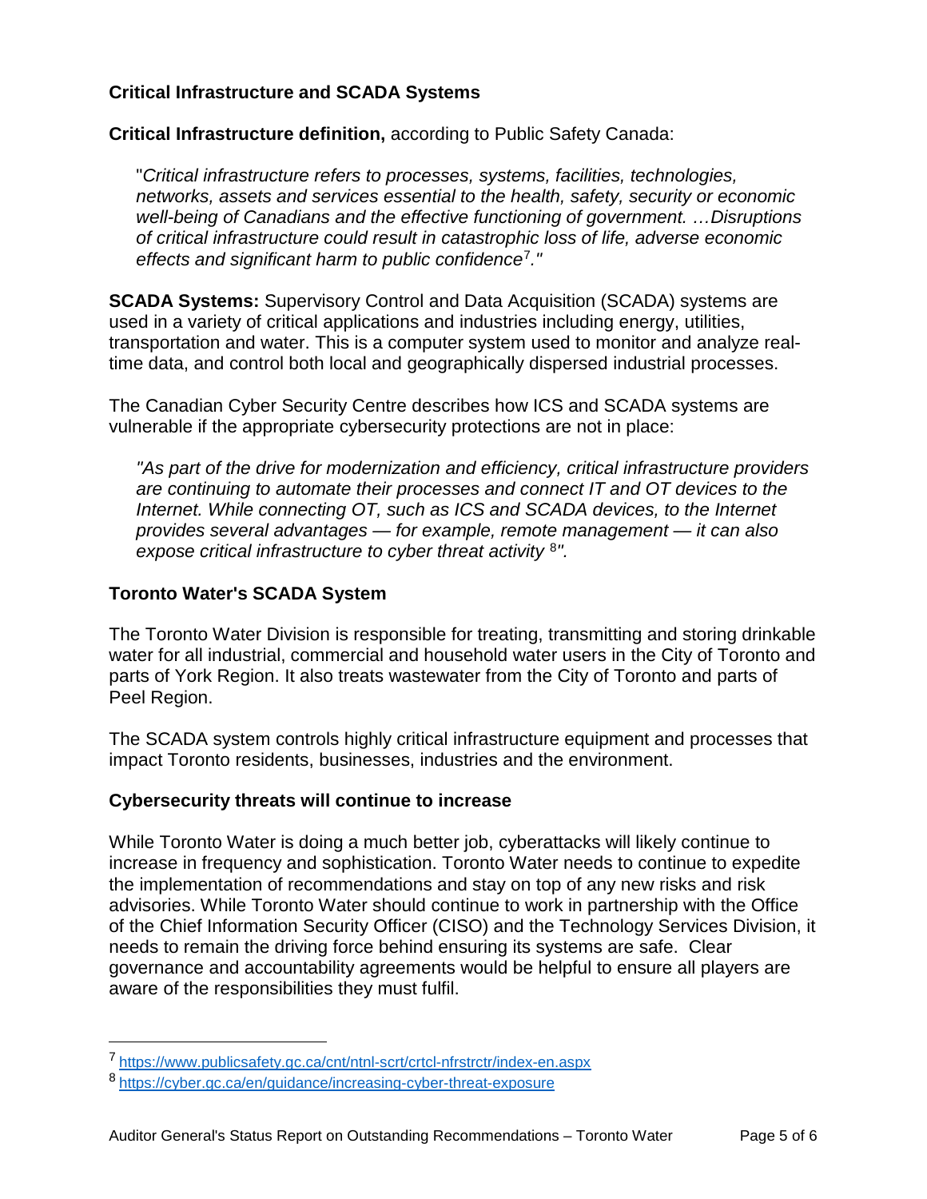## Critical Infrastructure and SCADA Systems

**Critical Infrastructure definition,** according to Public Safety Canada:

> "*Critical infrastructure refers to processes, systems, facilities, technologies, networks, assets and services essential to the health, safety, security or economic well-being of Canadians and the effective functioning of government. …Disruptions of critical infrastructure could result in catastrophic loss of life, adverse economic effects and significant harm to public confidence*[7]*."*

**SCADA Systems:** Supervisory Control and Data Acquisition (SCADA) systems are used in a variety of critical applications and industries including energy, utilities, transportation and water. This is a computer system used to monitor and analyze real-time data, and control both local and geographically dispersed industrial processes.

The Canadian Cyber Security Centre describes how ICS and SCADA systems are vulnerable if the appropriate cybersecurity protections are not in place:

> *"As part of the drive for modernization and efficiency, critical infrastructure providers are continuing to automate their processes and connect IT and OT devices to the Internet. While connecting OT, such as ICS and SCADA devices, to the Internet provides several advantages — for example, remote management — it can also expose critical infrastructure to cyber threat activity* [8]*".*

## Toronto Water's SCADA System

The Toronto Water Division is responsible for treating, transmitting and storing drinkable water for all industrial, commercial and household water users in the City of Toronto and parts of York Region. It also treats wastewater from the City of Toronto and parts of Peel Region.

The SCADA system controls highly critical infrastructure equipment and processes that impact Toronto residents, businesses, industries and the environment.

## Cybersecurity threats will continue to increase

While Toronto Water is doing a much better job, cyberattacks will likely continue to increase in frequency and sophistication. Toronto Water needs to continue to expedite the implementation of recommendations and stay on top of any new risks and risk advisories. While Toronto Water should continue to work in partnership with the Office of the Chief Information Security Officer (CISO) and the Technology Services Division, it needs to remain the driving force behind ensuring its systems are safe. Clear governance and accountability agreements would be helpful to ensure all players are aware of the responsibilities they must fulfil.

---

[7] https://www.publicsafety.gc.ca/cnt/ntnl-scrt/crtcl-nfrstrctr/index-en.aspx

[8] https://cyber.gc.ca/en/guidance/increasing-cyber-threat-exposure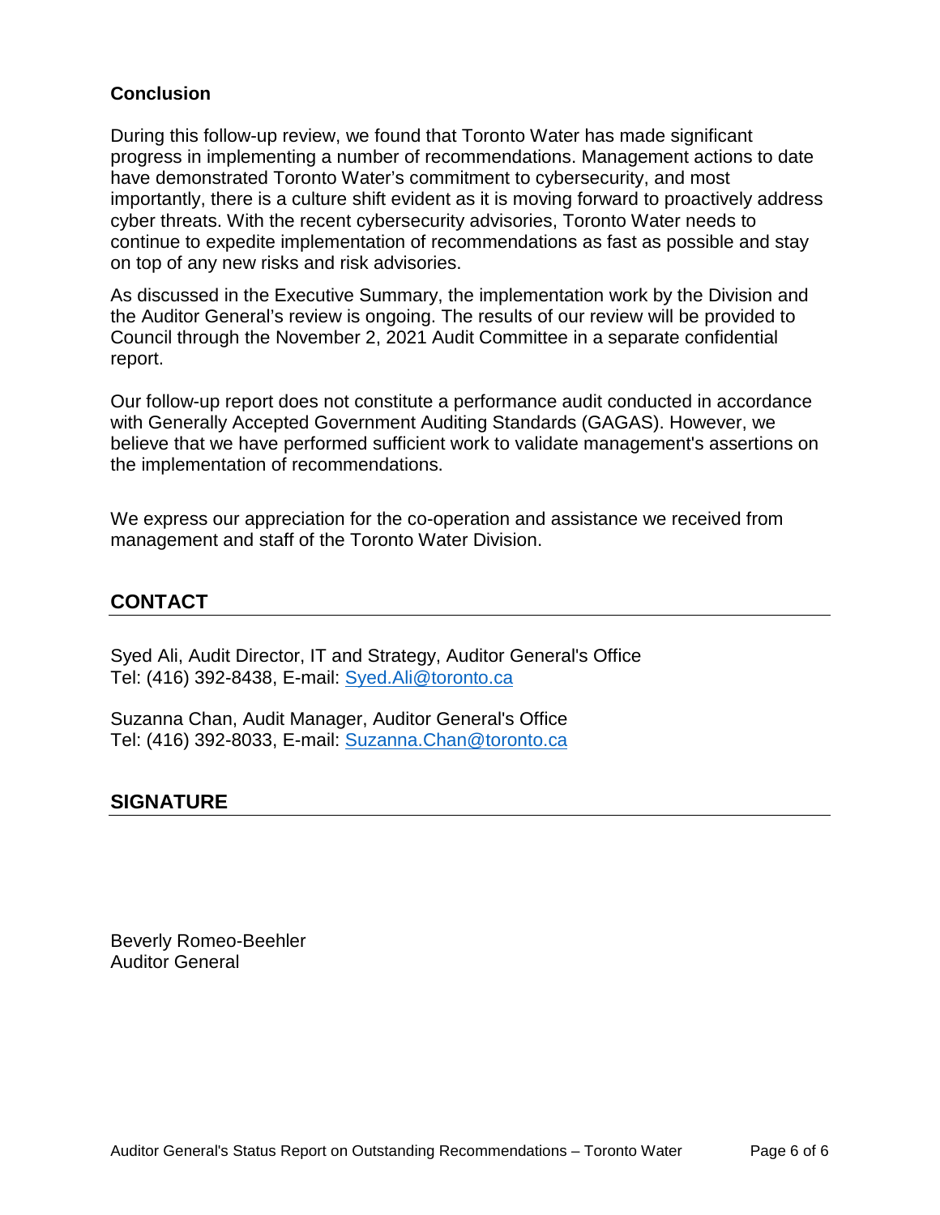### Conclusion

During this follow-up review, we found that Toronto Water has made significant progress in implementing a number of recommendations. Management actions to date have demonstrated Toronto Water's commitment to cybersecurity, and most importantly, there is a culture shift evident as it is moving forward to proactively address cyber threats. With the recent cybersecurity advisories, Toronto Water needs to continue to expedite implementation of recommendations as fast as possible and stay on top of any new risks and risk advisories.

As discussed in the Executive Summary, the implementation work by the Division and the Auditor General's review is ongoing. The results of our review will be provided to Council through the November 2, 2021 Audit Committee in a separate confidential report.

Our follow-up report does not constitute a performance audit conducted in accordance with Generally Accepted Government Auditing Standards (GAGAS). However, we believe that we have performed sufficient work to validate management's assertions on the implementation of recommendations.

We express our appreciation for the co-operation and assistance we received from management and staff of the Toronto Water Division.

## CONTACT

Syed Ali, Audit Director, IT and Strategy, Auditor General's Office
Tel: (416) 392-8438, E-mail: Syed.Ali@toronto.ca

Suzanna Chan, Audit Manager, Auditor General's Office
Tel: (416) 392-8033, E-mail: Suzanna.Chan@toronto.ca

## SIGNATURE

Beverly Romeo-Beehler
Auditor General